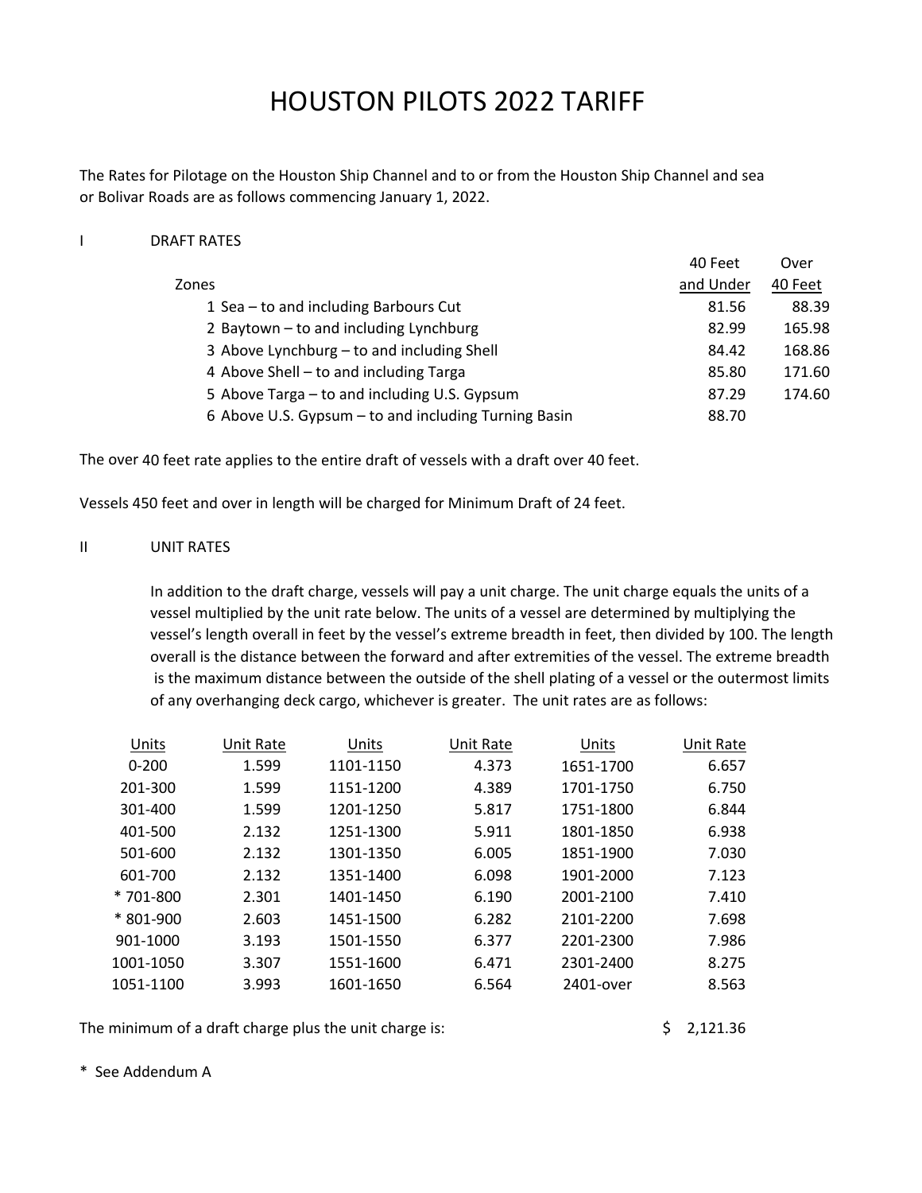# HOUSTON PILOTS 2022 TARIFF

The Rates for Pilotage on the Houston Ship Channel and to or from the Houston Ship Channel and sea or Bolivar Roads are as follows commencing January 1, 2022.

## I DRAFT RATES

| Zones | 40 Feet and Under | Over 40 Feet |
|---|---|---|
| 1 Sea – to and including Barbours Cut | 81.56 | 88.39 |
| 2 Baytown – to and including Lynchburg | 82.99 | 165.98 |
| 3 Above Lynchburg – to and including Shell | 84.42 | 168.86 |
| 4 Above Shell – to and including Targa | 85.80 | 171.60 |
| 5 Above Targa – to and including U.S. Gypsum | 87.29 | 174.60 |
| 6 Above U.S. Gypsum – to and including Turning Basin | 88.70 | |

The over 40 feet rate applies to the entire draft of vessels with a draft over 40 feet.

Vessels 450 feet and over in length will be charged for Minimum Draft of 24 feet.

## II UNIT RATES

In addition to the draft charge, vessels will pay a unit charge. The unit charge equals the units of a vessel multiplied by the unit rate below. The units of a vessel are determined by multiplying the vessel's length overall in feet by the vessel's extreme breadth in feet, then divided by 100. The length overall is the distance between the forward and after extremities of the vessel. The extreme breadth is the maximum distance between the outside of the shell plating of a vessel or the outermost limits of any overhanging deck cargo, whichever is greater. The unit rates are as follows:

| Units | Unit Rate | Units | Unit Rate | Units | Unit Rate |
|---|---|---|---|---|---|
| 0-200 | 1.599 | 1101-1150 | 4.373 | 1651-1700 | 6.657 |
| 201-300 | 1.599 | 1151-1200 | 4.389 | 1701-1750 | 6.750 |
| 301-400 | 1.599 | 1201-1250 | 5.817 | 1751-1800 | 6.844 |
| 401-500 | 2.132 | 1251-1300 | 5.911 | 1801-1850 | 6.938 |
| 501-600 | 2.132 | 1301-1350 | 6.005 | 1851-1900 | 7.030 |
| 601-700 | 2.132 | 1351-1400 | 6.098 | 1901-2000 | 7.123 |
| * 701-800 | 2.301 | 1401-1450 | 6.190 | 2001-2100 | 7.410 |
| * 801-900 | 2.603 | 1451-1500 | 6.282 | 2101-2200 | 7.698 |
| 901-1000 | 3.193 | 1501-1550 | 6.377 | 2201-2300 | 7.986 |
| 1001-1050 | 3.307 | 1551-1600 | 6.471 | 2301-2400 | 8.275 |
| 1051-1100 | 3.993 | 1601-1650 | 6.564 | 2401-over | 8.563 |

The minimum of a draft charge plus the unit charge is: $ 2,121.36

\* See Addendum A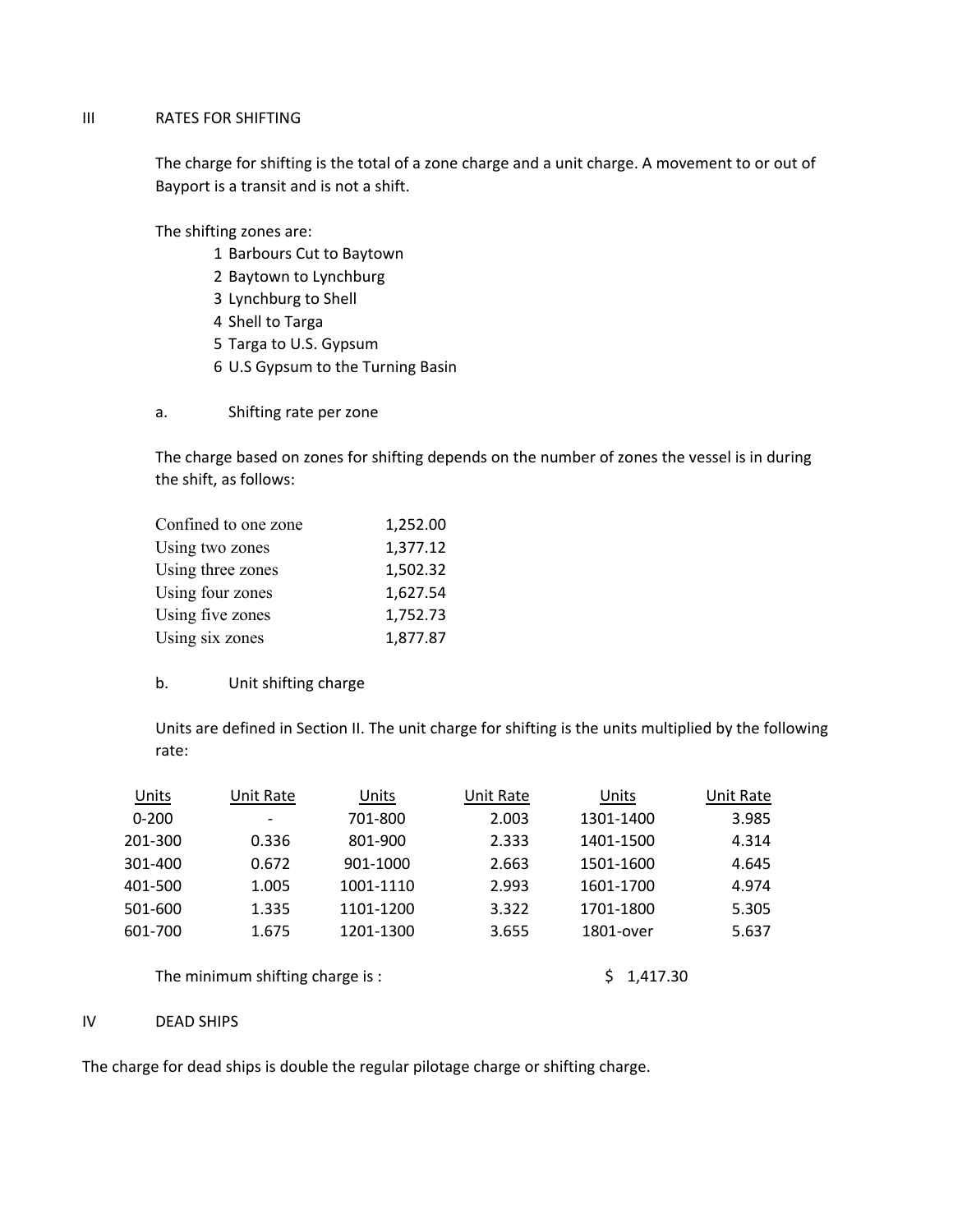## III RATES FOR SHIFTING

The charge for shifting is the total of a zone charge and a unit charge. A movement to or out of Bayport is a transit and is not a shift.

The shifting zones are:

1 Barbours Cut to Baytown
2 Baytown to Lynchburg
3 Lynchburg to Shell
4 Shell to Targa
5 Targa to U.S. Gypsum
6 U.S Gypsum to the Turning Basin

### a. Shifting rate per zone

The charge based on zones for shifting depends on the number of zones the vessel is in during the shift, as follows:

| | |
|---|---|
| Confined to one zone | 1,252.00 |
| Using two zones | 1,377.12 |
| Using three zones | 1,502.32 |
| Using four zones | 1,627.54 |
| Using five zones | 1,752.73 |
| Using six zones | 1,877.87 |

### b. Unit shifting charge

Units are defined in Section II. The unit charge for shifting is the units multiplied by the following rate:

| Units | Unit Rate | Units | Unit Rate | Units | Unit Rate |
|---|---|---|---|---|---|
| 0-200 | - | 701-800 | 2.003 | 1301-1400 | 3.985 |
| 201-300 | 0.336 | 801-900 | 2.333 | 1401-1500 | 4.314 |
| 301-400 | 0.672 | 901-1000 | 2.663 | 1501-1600 | 4.645 |
| 401-500 | 1.005 | 1001-1110 | 2.993 | 1601-1700 | 4.974 |
| 501-600 | 1.335 | 1101-1200 | 3.322 | 1701-1800 | 5.305 |
| 601-700 | 1.675 | 1201-1300 | 3.655 | 1801-over | 5.637 |

The minimum shifting charge is : $ 1,417.30

## IV DEAD SHIPS

The charge for dead ships is double the regular pilotage charge or shifting charge.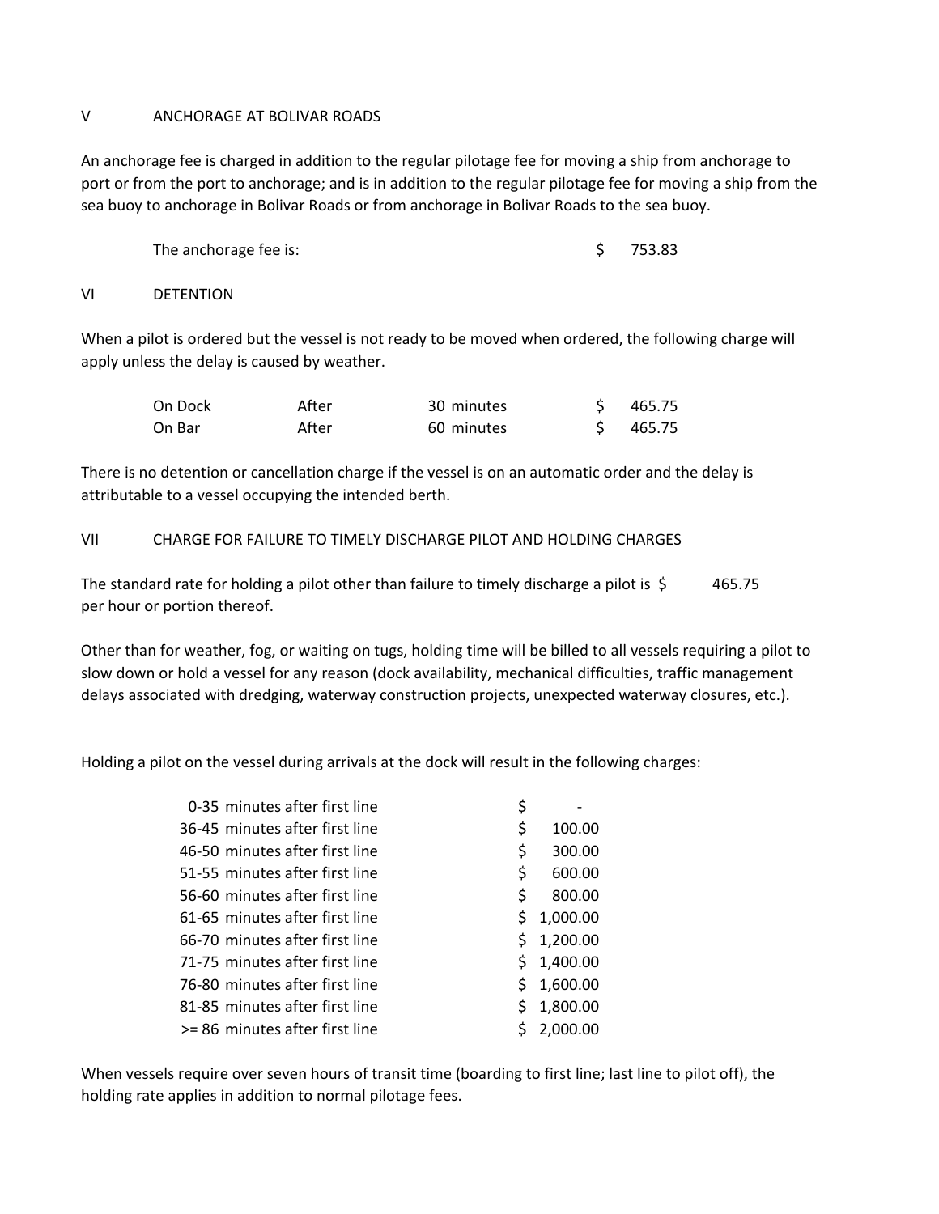## V ANCHORAGE AT BOLIVAR ROADS

An anchorage fee is charged in addition to the regular pilotage fee for moving a ship from anchorage to port or from the port to anchorage; and is in addition to the regular pilotage fee for moving a ship from the sea buoy to anchorage in Bolivar Roads or from anchorage in Bolivar Roads to the sea buoy.

The anchorage fee is: $ 753.83

## VI DETENTION

When a pilot is ordered but the vessel is not ready to be moved when ordered, the following charge will apply unless the delay is caused by weather.

| | | | |
|---|---|---|---|
| On Dock | After | 30 minutes | $ 465.75 |
| On Bar | After | 60 minutes | $ 465.75 |

There is no detention or cancellation charge if the vessel is on an automatic order and the delay is attributable to a vessel occupying the intended berth.

## VII CHARGE FOR FAILURE TO TIMELY DISCHARGE PILOT AND HOLDING CHARGES

The standard rate for holding a pilot other than failure to timely discharge a pilot is $ 465.75 per hour or portion thereof.

Other than for weather, fog, or waiting on tugs, holding time will be billed to all vessels requiring a pilot to slow down or hold a vessel for any reason (dock availability, mechanical difficulties, traffic management delays associated with dredging, waterway construction projects, unexpected waterway closures, etc.).

Holding a pilot on the vessel during arrivals at the dock will result in the following charges:

| | |
|---|---|
| 0-35 minutes after first line | $ - |
| 36-45 minutes after first line | $ 100.00 |
| 46-50 minutes after first line | $ 300.00 |
| 51-55 minutes after first line | $ 600.00 |
| 56-60 minutes after first line | $ 800.00 |
| 61-65 minutes after first line | $ 1,000.00 |
| 66-70 minutes after first line | $ 1,200.00 |
| 71-75 minutes after first line | $ 1,400.00 |
| 76-80 minutes after first line | $ 1,600.00 |
| 81-85 minutes after first line | $ 1,800.00 |
| >= 86 minutes after first line | $ 2,000.00 |

When vessels require over seven hours of transit time (boarding to first line; last line to pilot off), the holding rate applies in addition to normal pilotage fees.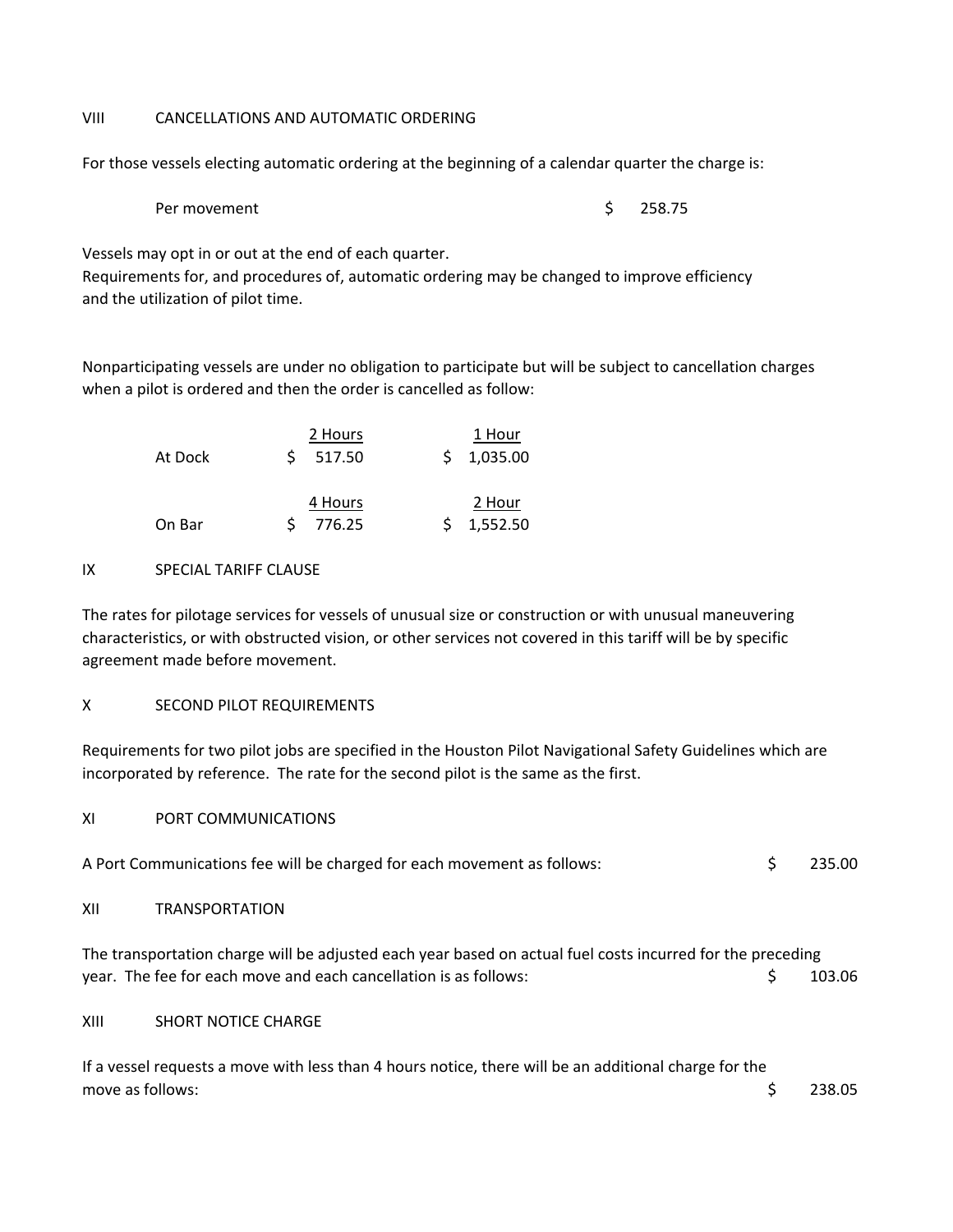## VIII CANCELLATIONS AND AUTOMATIC ORDERING

For those vessels electing automatic ordering at the beginning of a calendar quarter the charge is:

| | |
|---|---|
| Per movement | $ 258.75 |

Vessels may opt in or out at the end of each quarter.
Requirements for, and procedures of, automatic ordering may be changed to improve efficiency and the utilization of pilot time.

Nonparticipating vessels are under no obligation to participate but will be subject to cancellation charges when a pilot is ordered and then the order is cancelled as follow:

| | 2 Hours | 1 Hour |
|---|---|---|
| At Dock | $ 517.50 | $ 1,035.00 |
| | **4 Hours** | **2 Hour** |
| On Bar | $ 776.25 | $ 1,552.50 |

## IX SPECIAL TARIFF CLAUSE

The rates for pilotage services for vessels of unusual size or construction or with unusual maneuvering characteristics, or with obstructed vision, or other services not covered in this tariff will be by specific agreement made before movement.

## X SECOND PILOT REQUIREMENTS

Requirements for two pilot jobs are specified in the Houston Pilot Navigational Safety Guidelines which are incorporated by reference. The rate for the second pilot is the same as the first.

## XI PORT COMMUNICATIONS

A Port Communications fee will be charged for each movement as follows: $ 235.00

## XII TRANSPORTATION

The transportation charge will be adjusted each year based on actual fuel costs incurred for the preceding year. The fee for each move and each cancellation is as follows: $ 103.06

## XIII SHORT NOTICE CHARGE

If a vessel requests a move with less than 4 hours notice, there will be an additional charge for the move as follows: $ 238.05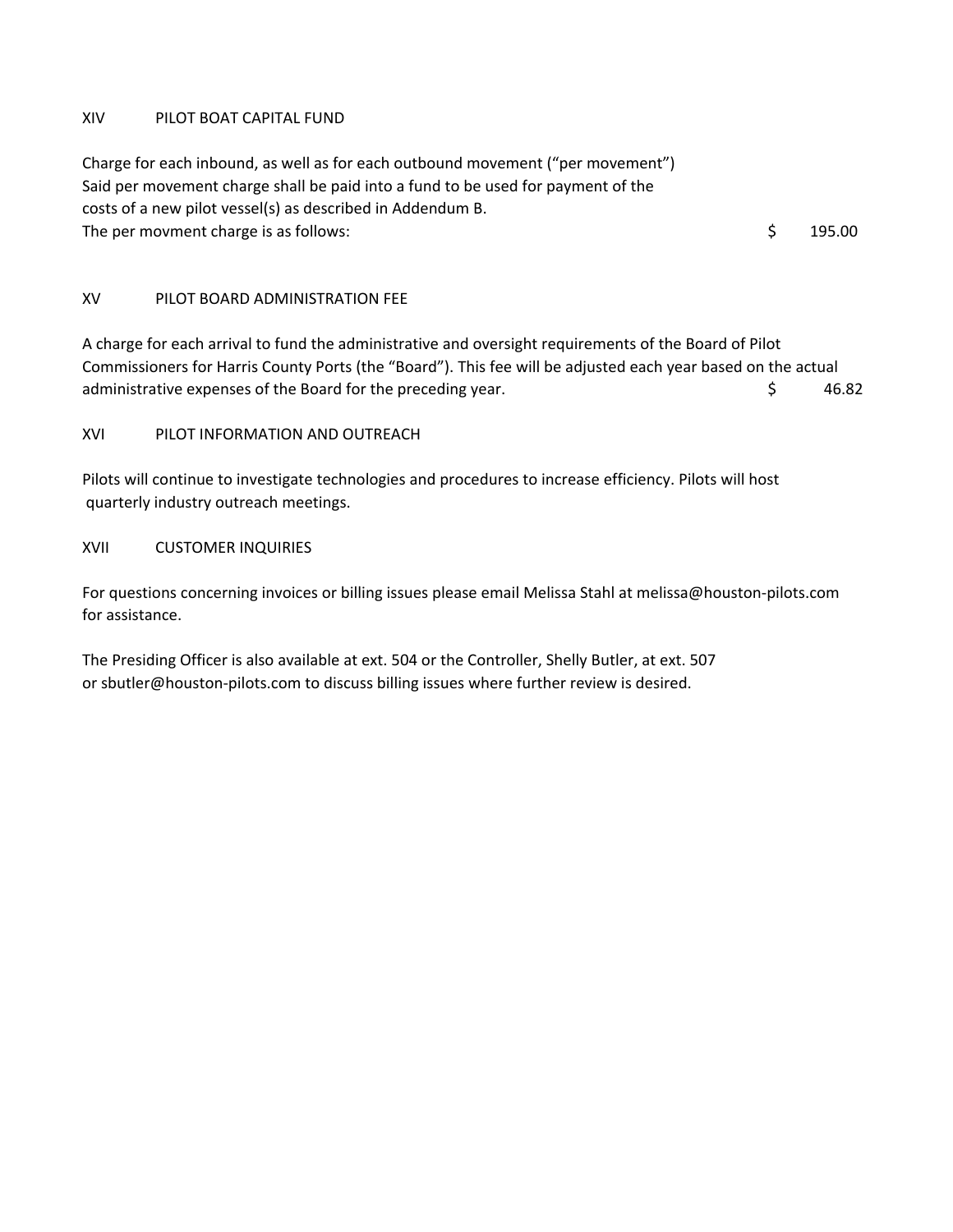## XIV PILOT BOAT CAPITAL FUND

Charge for each inbound, as well as for each outbound movement ("per movement")
Said per movement charge shall be paid into a fund to be used for payment of the
costs of a new pilot vessel(s) as described in Addendum B.
The per movment charge is as follows: $ 195.00

## XV PILOT BOARD ADMINISTRATION FEE

A charge for each arrival to fund the administrative and oversight requirements of the Board of Pilot Commissioners for Harris County Ports (the "Board"). This fee will be adjusted each year based on the actual administrative expenses of the Board for the preceding year. $ 46.82

## XVI PILOT INFORMATION AND OUTREACH

Pilots will continue to investigate technologies and procedures to increase efficiency. Pilots will host quarterly industry outreach meetings.

## XVII CUSTOMER INQUIRIES

For questions concerning invoices or billing issues please email Melissa Stahl at melissa@houston-pilots.com for assistance.

The Presiding Officer is also available at ext. 504 or the Controller, Shelly Butler, at ext. 507 or sbutler@houston-pilots.com to discuss billing issues where further review is desired.